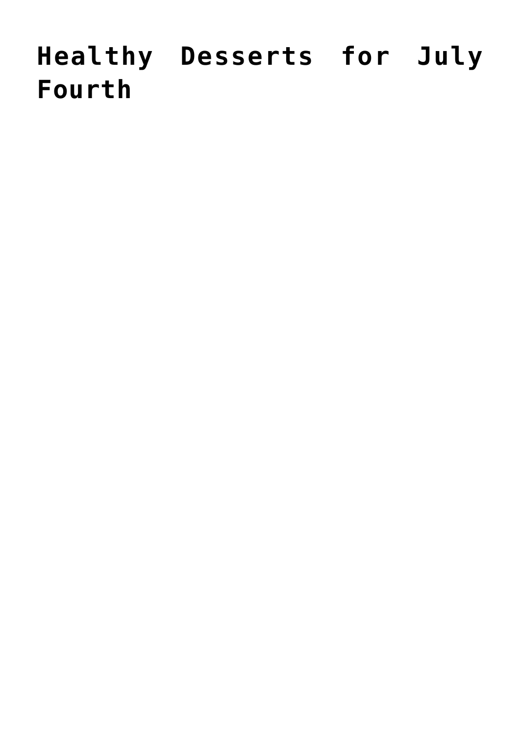# Healthy Desserts for July Fourth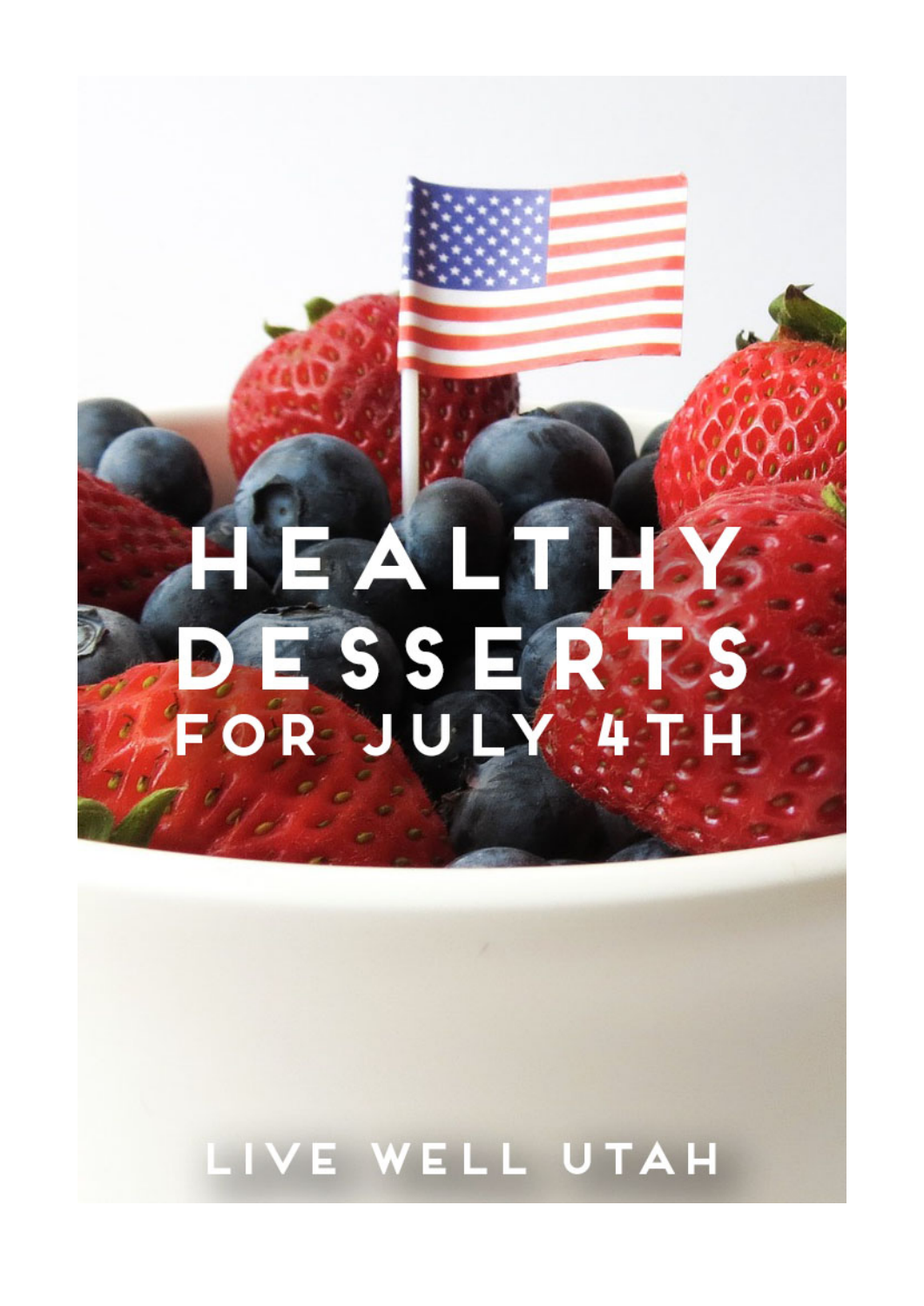# HEALTHY DESSERTS FOR JULY 4TH

LIVE WELL UTAH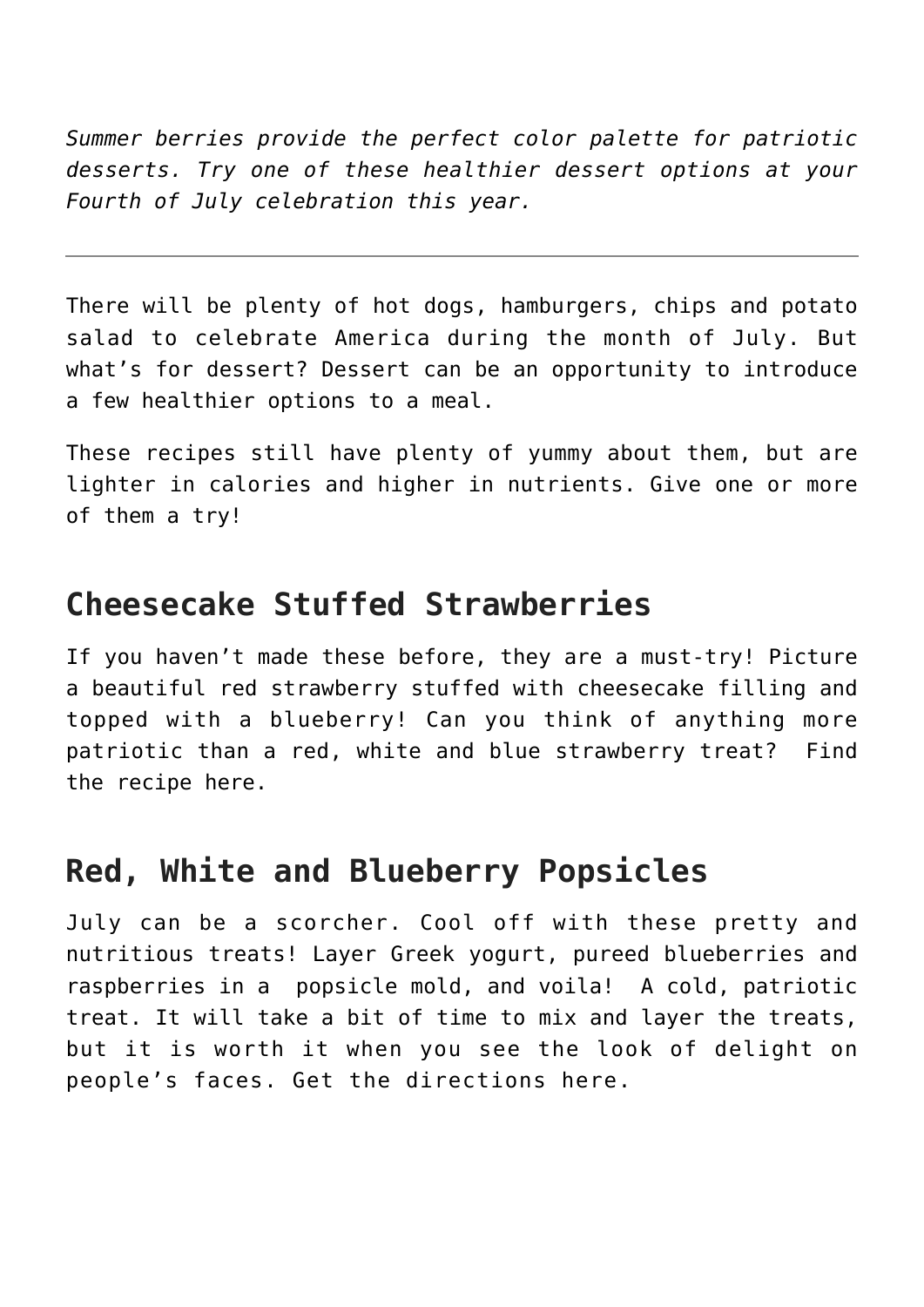*Summer berries provide the perfect color palette for patriotic desserts. Try one of these healthier dessert options at your Fourth of July celebration this year.*

---

There will be plenty of hot dogs, hamburgers, chips and potato salad to celebrate America during the month of July. But what's for dessert? Dessert can be an opportunity to introduce a few healthier options to a meal.

These recipes still have plenty of yummy about them, but are lighter in calories and higher in nutrients. Give one or more of them a try!

## Cheesecake Stuffed Strawberries

If you haven't made these before, they are a must-try! Picture a beautiful red strawberry stuffed with cheesecake filling and topped with a blueberry! Can you think of anything more patriotic than a red, white and blue strawberry treat? Find the recipe here.

## Red, White and Blueberry Popsicles

July can be a scorcher. Cool off with these pretty and nutritious treats! Layer Greek yogurt, pureed blueberries and raspberries in a popsicle mold, and voila! A cold, patriotic treat. It will take a bit of time to mix and layer the treats, but it is worth it when you see the look of delight on people's faces. Get the directions here.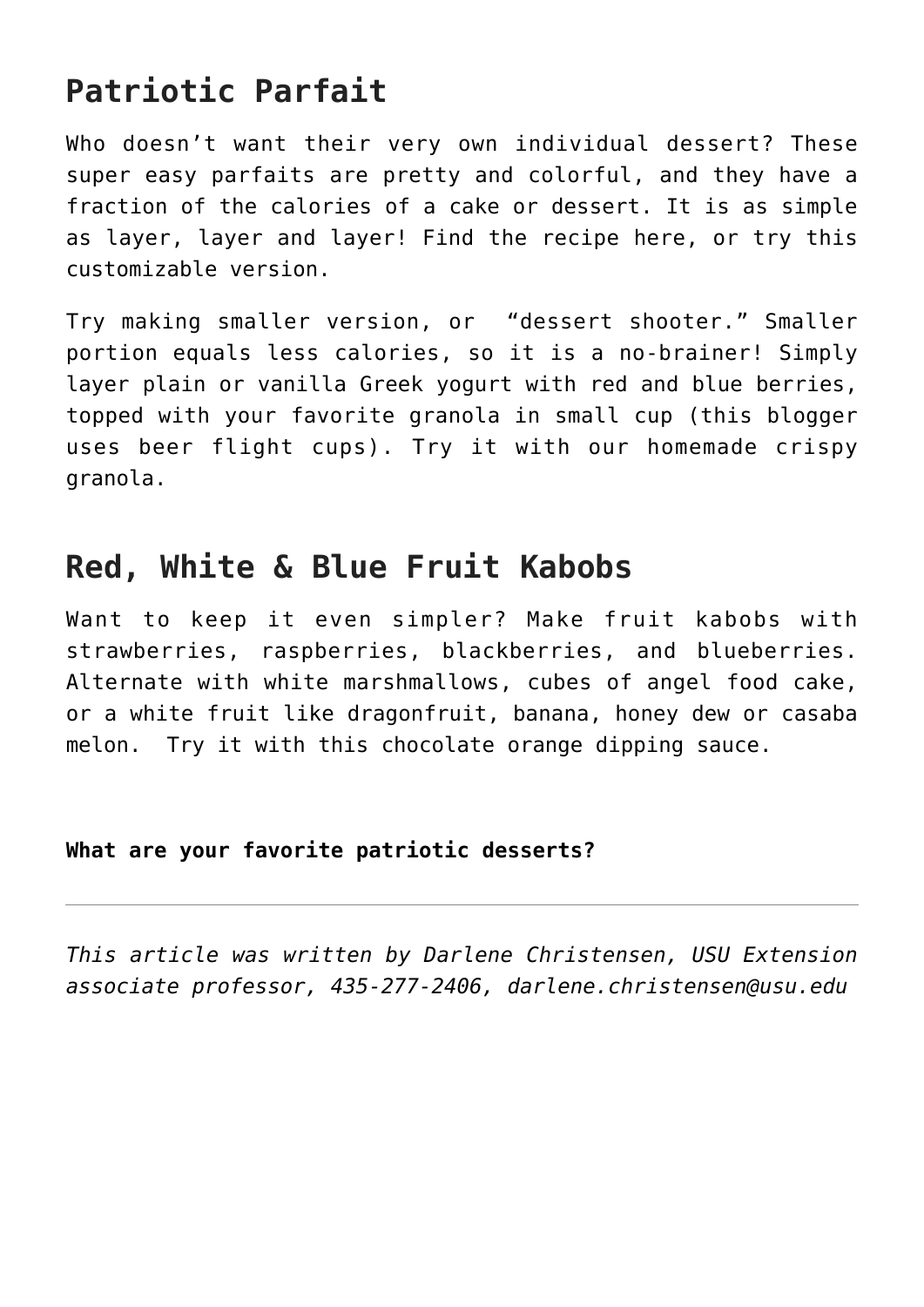## Patriotic Parfait

Who doesn't want their very own individual dessert? These super easy parfaits are pretty and colorful, and they have a fraction of the calories of a cake or dessert. It is as simple as layer, layer and layer! Find the recipe here, or try this customizable version.

Try making smaller version, or "dessert shooter." Smaller portion equals less calories, so it is a no-brainer! Simply layer plain or vanilla Greek yogurt with red and blue berries, topped with your favorite granola in small cup (this blogger uses beer flight cups). Try it with our homemade crispy granola.

## Red, White & Blue Fruit Kabobs

Want to keep it even simpler? Make fruit kabobs with strawberries, raspberries, blackberries, and blueberries. Alternate with white marshmallows, cubes of angel food cake, or a white fruit like dragonfruit, banana, honey dew or casaba melon. Try it with this chocolate orange dipping sauce.

**What are your favorite patriotic desserts?**

---

*This article was written by Darlene Christensen, USU Extension associate professor, 435-277-2406, darlene.christensen@usu.edu*